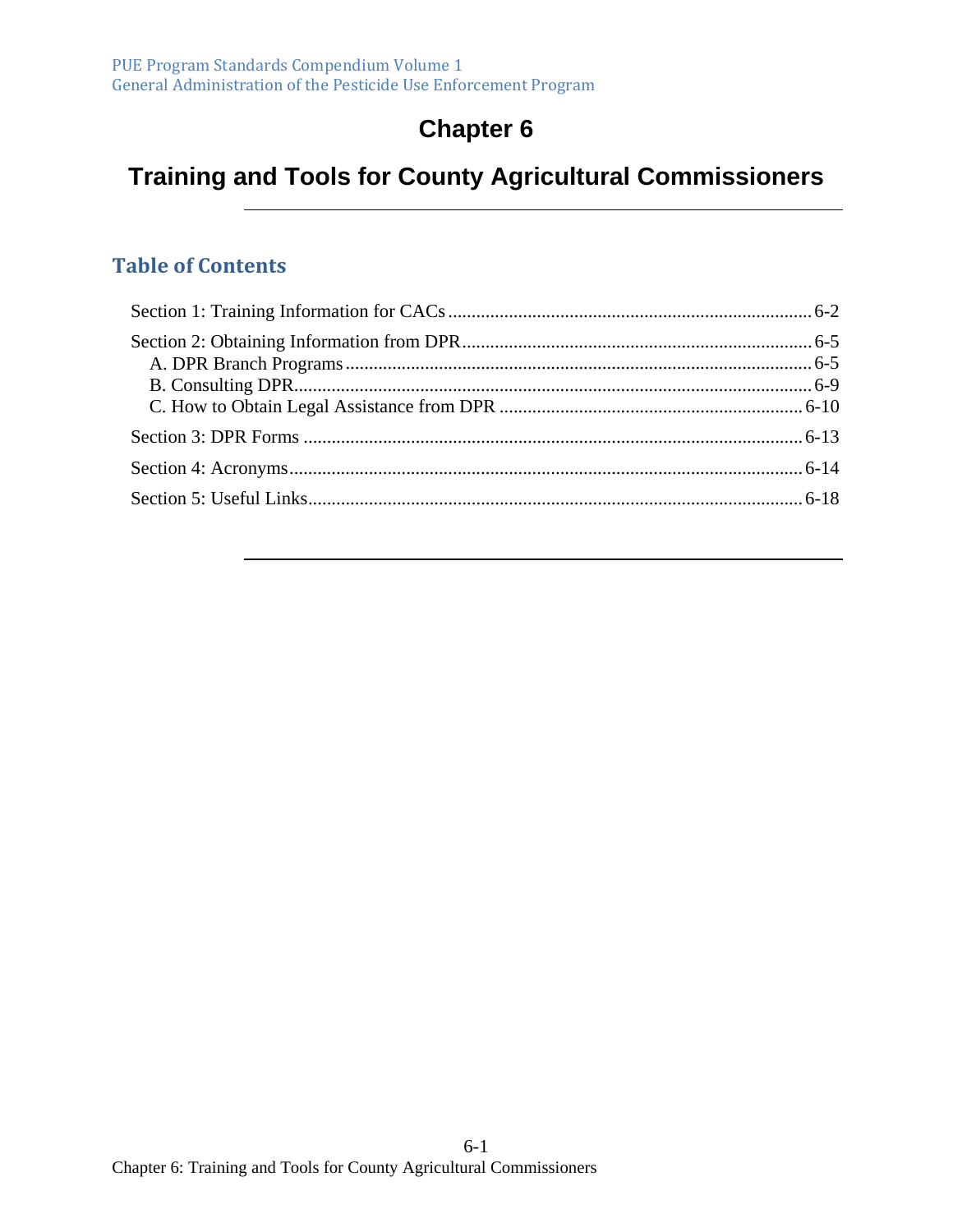# Chapter 6

# Training and Tools for County Agricultural Commissioners

## Table of Contents

Section 1: Training Information for CACs ............ 6-2

Section 2: Obtaining Information from DPR ............ 6-5
- A. DPR Branch Programs ............ 6-5
- B. Consulting DPR ............ 6-9
- C. How to Obtain Legal Assistance from DPR ............ 6-10

Section 3: DPR Forms ............ 6-13

Section 4: Acronyms ............ 6-14

Section 5: Useful Links ............ 6-18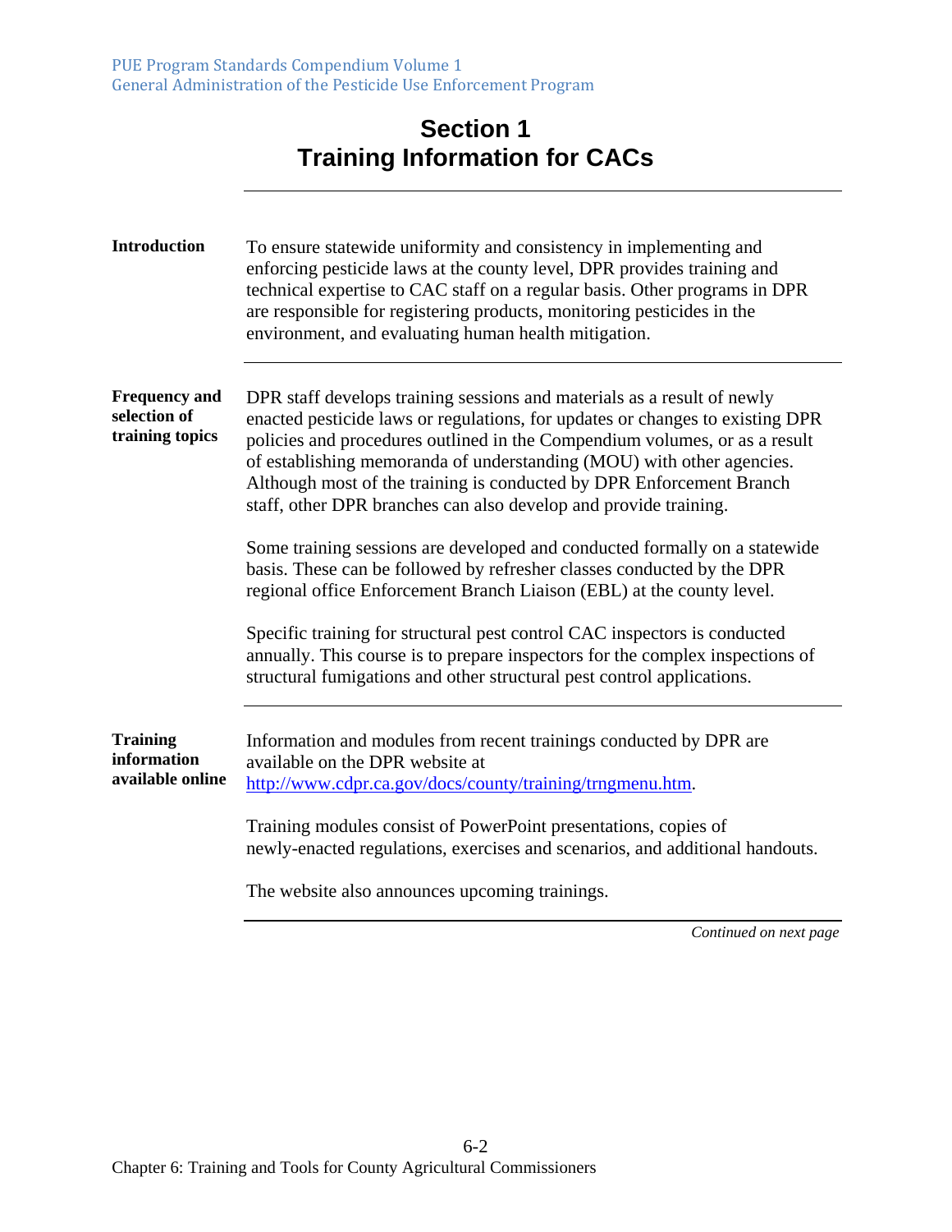# Section 1
## Training Information for CACs

**Introduction**

To ensure statewide uniformity and consistency in implementing and enforcing pesticide laws at the county level, DPR provides training and technical expertise to CAC staff on a regular basis. Other programs in DPR are responsible for registering products, monitoring pesticides in the environment, and evaluating human health mitigation.

**Frequency and selection of training topics**

DPR staff develops training sessions and materials as a result of newly enacted pesticide laws or regulations, for updates or changes to existing DPR policies and procedures outlined in the Compendium volumes, or as a result of establishing memoranda of understanding (MOU) with other agencies. Although most of the training is conducted by DPR Enforcement Branch staff, other DPR branches can also develop and provide training.

Some training sessions are developed and conducted formally on a statewide basis. These can be followed by refresher classes conducted by the DPR regional office Enforcement Branch Liaison (EBL) at the county level.

Specific training for structural pest control CAC inspectors is conducted annually. This course is to prepare inspectors for the complex inspections of structural fumigations and other structural pest control applications.

**Training information available online**

Information and modules from recent trainings conducted by DPR are available on the DPR website at http://www.cdpr.ca.gov/docs/county/training/trngmenu.htm.

Training modules consist of PowerPoint presentations, copies of newly-enacted regulations, exercises and scenarios, and additional handouts.

The website also announces upcoming trainings.

*Continued on next page*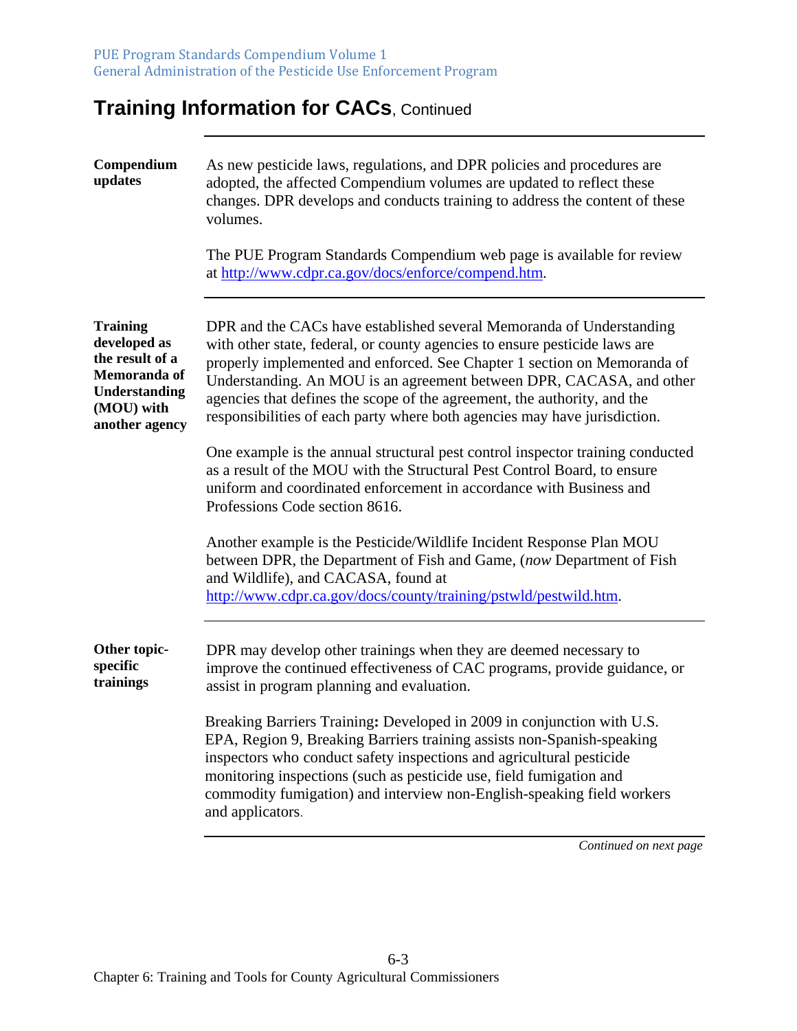# Training Information for CACs, Continued

**Compendium updates**

As new pesticide laws, regulations, and DPR policies and procedures are adopted, the affected Compendium volumes are updated to reflect these changes. DPR develops and conducts training to address the content of these volumes.

The PUE Program Standards Compendium web page is available for review at http://www.cdpr.ca.gov/docs/enforce/compend.htm.

**Training developed as the result of a Memoranda of Understanding (MOU) with another agency**

DPR and the CACs have established several Memoranda of Understanding with other state, federal, or county agencies to ensure pesticide laws are properly implemented and enforced. See Chapter 1 section on Memoranda of Understanding. An MOU is an agreement between DPR, CACASA, and other agencies that defines the scope of the agreement, the authority, and the responsibilities of each party where both agencies may have jurisdiction.

One example is the annual structural pest control inspector training conducted as a result of the MOU with the Structural Pest Control Board, to ensure uniform and coordinated enforcement in accordance with Business and Professions Code section 8616.

Another example is the Pesticide/Wildlife Incident Response Plan MOU between DPR, the Department of Fish and Game, (*now* Department of Fish and Wildlife), and CACASA, found at http://www.cdpr.ca.gov/docs/county/training/pstwld/pestwild.htm.

**Other topic-specific trainings**

DPR may develop other trainings when they are deemed necessary to improve the continued effectiveness of CAC programs, provide guidance, or assist in program planning and evaluation.

Breaking Barriers Training**:** Developed in 2009 in conjunction with U.S. EPA, Region 9, Breaking Barriers training assists non-Spanish-speaking inspectors who conduct safety inspections and agricultural pesticide monitoring inspections (such as pesticide use, field fumigation and commodity fumigation) and interview non-English-speaking field workers and applicators.

*Continued on next page*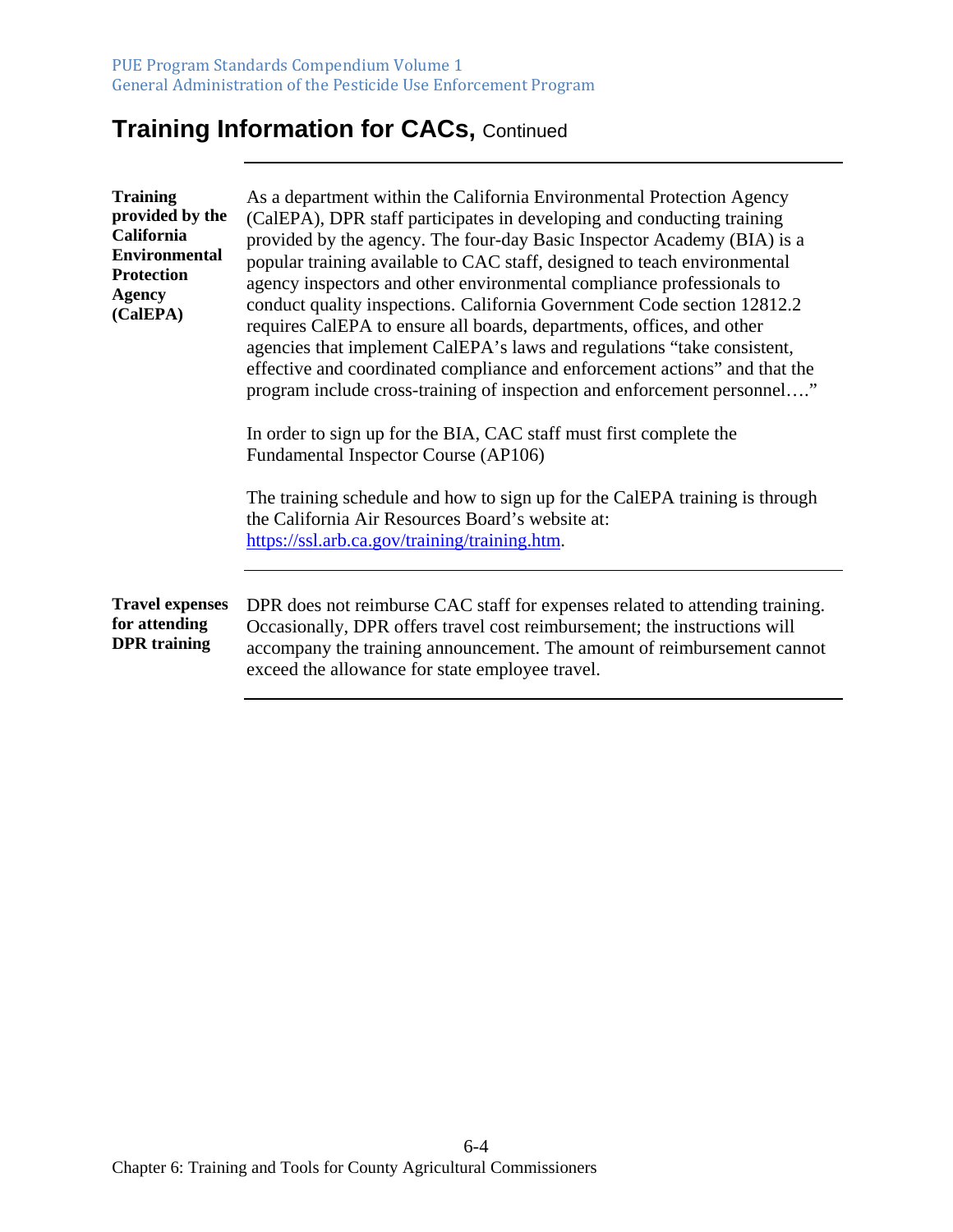## Training Information for CACs, Continued

**Training provided by the California Environmental Protection Agency (CalEPA)**

As a department within the California Environmental Protection Agency (CalEPA), DPR staff participates in developing and conducting training provided by the agency. The four-day Basic Inspector Academy (BIA) is a popular training available to CAC staff, designed to teach environmental agency inspectors and other environmental compliance professionals to conduct quality inspections. California Government Code section 12812.2 requires CalEPA to ensure all boards, departments, offices, and other agencies that implement CalEPA's laws and regulations "take consistent, effective and coordinated compliance and enforcement actions" and that the program include cross-training of inspection and enforcement personnel…."

In order to sign up for the BIA, CAC staff must first complete the Fundamental Inspector Course (AP106)

The training schedule and how to sign up for the CalEPA training is through the California Air Resources Board's website at: https://ssl.arb.ca.gov/training/training.htm.

---

**Travel expenses for attending DPR training**

DPR does not reimburse CAC staff for expenses related to attending training. Occasionally, DPR offers travel cost reimbursement; the instructions will accompany the training announcement. The amount of reimbursement cannot exceed the allowance for state employee travel.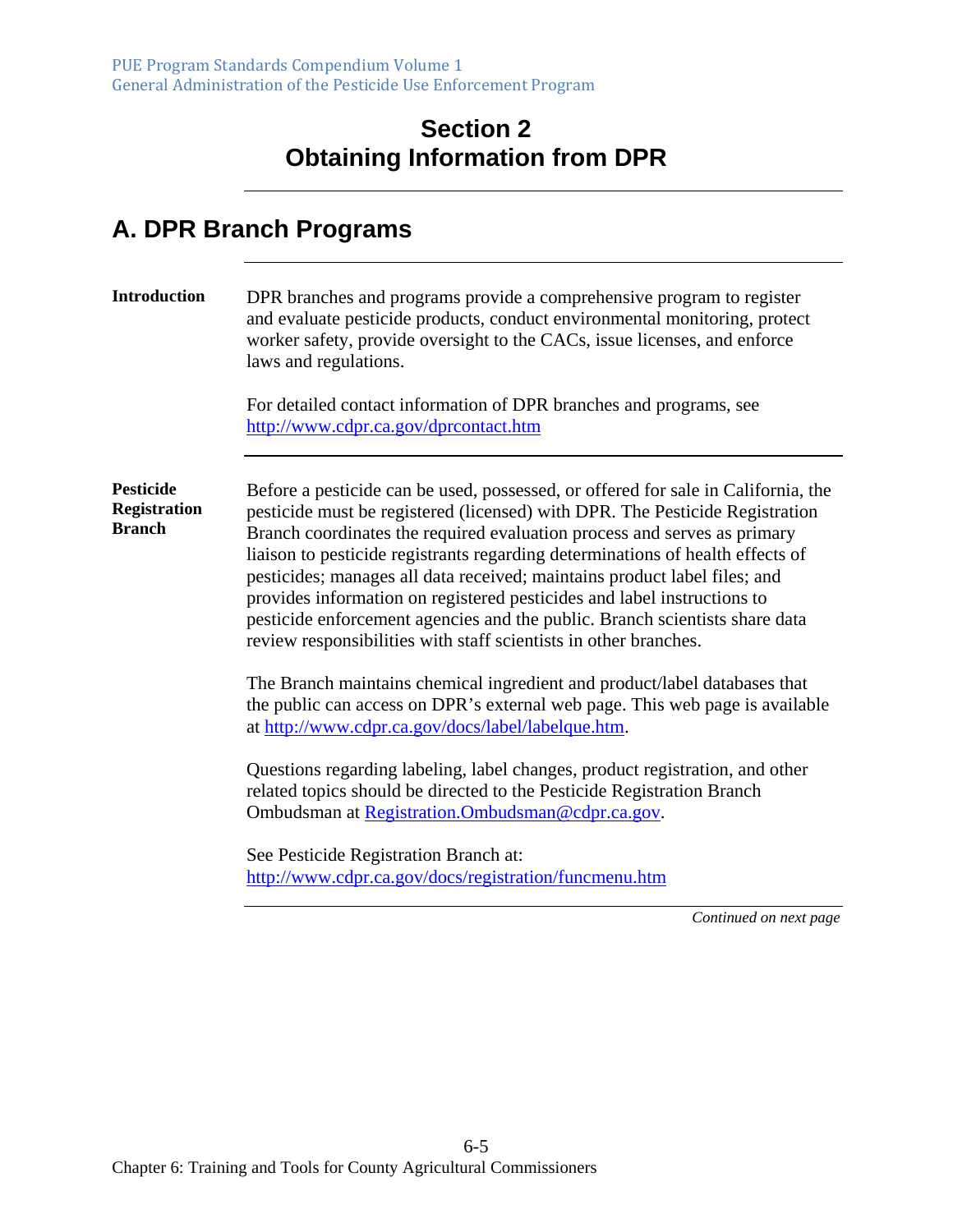# Section 2
# Obtaining Information from DPR

## A. DPR Branch Programs

**Introduction**

DPR branches and programs provide a comprehensive program to register and evaluate pesticide products, conduct environmental monitoring, protect worker safety, provide oversight to the CACs, issue licenses, and enforce laws and regulations.

For detailed contact information of DPR branches and programs, see http://www.cdpr.ca.gov/dprcontact.htm

**Pesticide Registration Branch**

Before a pesticide can be used, possessed, or offered for sale in California, the pesticide must be registered (licensed) with DPR. The Pesticide Registration Branch coordinates the required evaluation process and serves as primary liaison to pesticide registrants regarding determinations of health effects of pesticides; manages all data received; maintains product label files; and provides information on registered pesticides and label instructions to pesticide enforcement agencies and the public. Branch scientists share data review responsibilities with staff scientists in other branches.

The Branch maintains chemical ingredient and product/label databases that the public can access on DPR's external web page. This web page is available at http://www.cdpr.ca.gov/docs/label/labelque.htm.

Questions regarding labeling, label changes, product registration, and other related topics should be directed to the Pesticide Registration Branch Ombudsman at Registration.Ombudsman@cdpr.ca.gov.

See Pesticide Registration Branch at: http://www.cdpr.ca.gov/docs/registration/funcmenu.htm

*Continued on next page*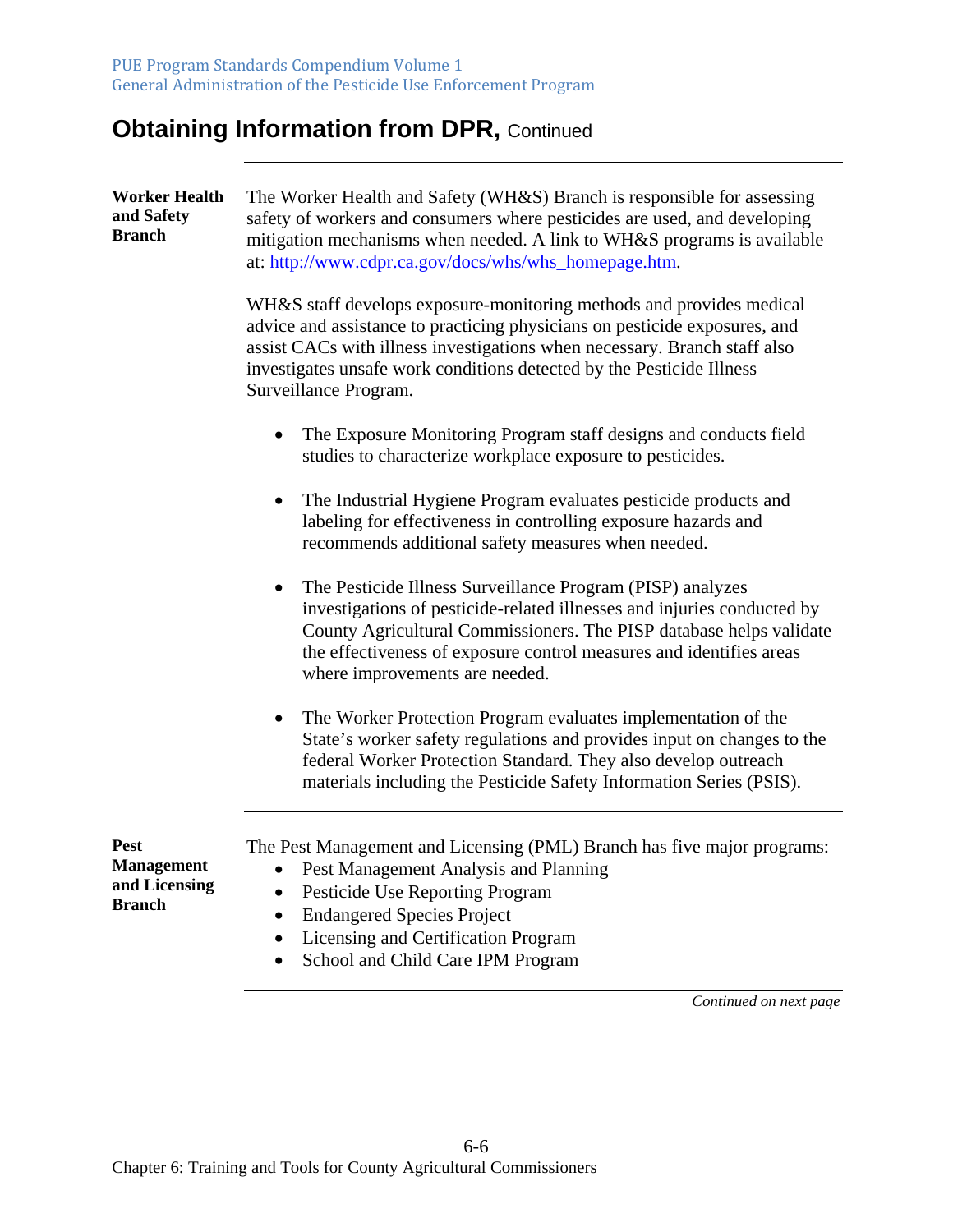# Obtaining Information from DPR, Continued

**Worker Health and Safety Branch**

The Worker Health and Safety (WH&S) Branch is responsible for assessing safety of workers and consumers where pesticides are used, and developing mitigation mechanisms when needed. A link to WH&S programs is available at: http://www.cdpr.ca.gov/docs/whs/whs_homepage.htm.

WH&S staff develops exposure-monitoring methods and provides medical advice and assistance to practicing physicians on pesticide exposures, and assist CACs with illness investigations when necessary. Branch staff also investigates unsafe work conditions detected by the Pesticide Illness Surveillance Program.

- The Exposure Monitoring Program staff designs and conducts field studies to characterize workplace exposure to pesticides.
- The Industrial Hygiene Program evaluates pesticide products and labeling for effectiveness in controlling exposure hazards and recommends additional safety measures when needed.
- The Pesticide Illness Surveillance Program (PISP) analyzes investigations of pesticide-related illnesses and injuries conducted by County Agricultural Commissioners. The PISP database helps validate the effectiveness of exposure control measures and identifies areas where improvements are needed.
- The Worker Protection Program evaluates implementation of the State's worker safety regulations and provides input on changes to the federal Worker Protection Standard. They also develop outreach materials including the Pesticide Safety Information Series (PSIS).

**Pest Management and Licensing Branch**

The Pest Management and Licensing (PML) Branch has five major programs:

- Pest Management Analysis and Planning
- Pesticide Use Reporting Program
- Endangered Species Project
- Licensing and Certification Program
- School and Child Care IPM Program

*Continued on next page*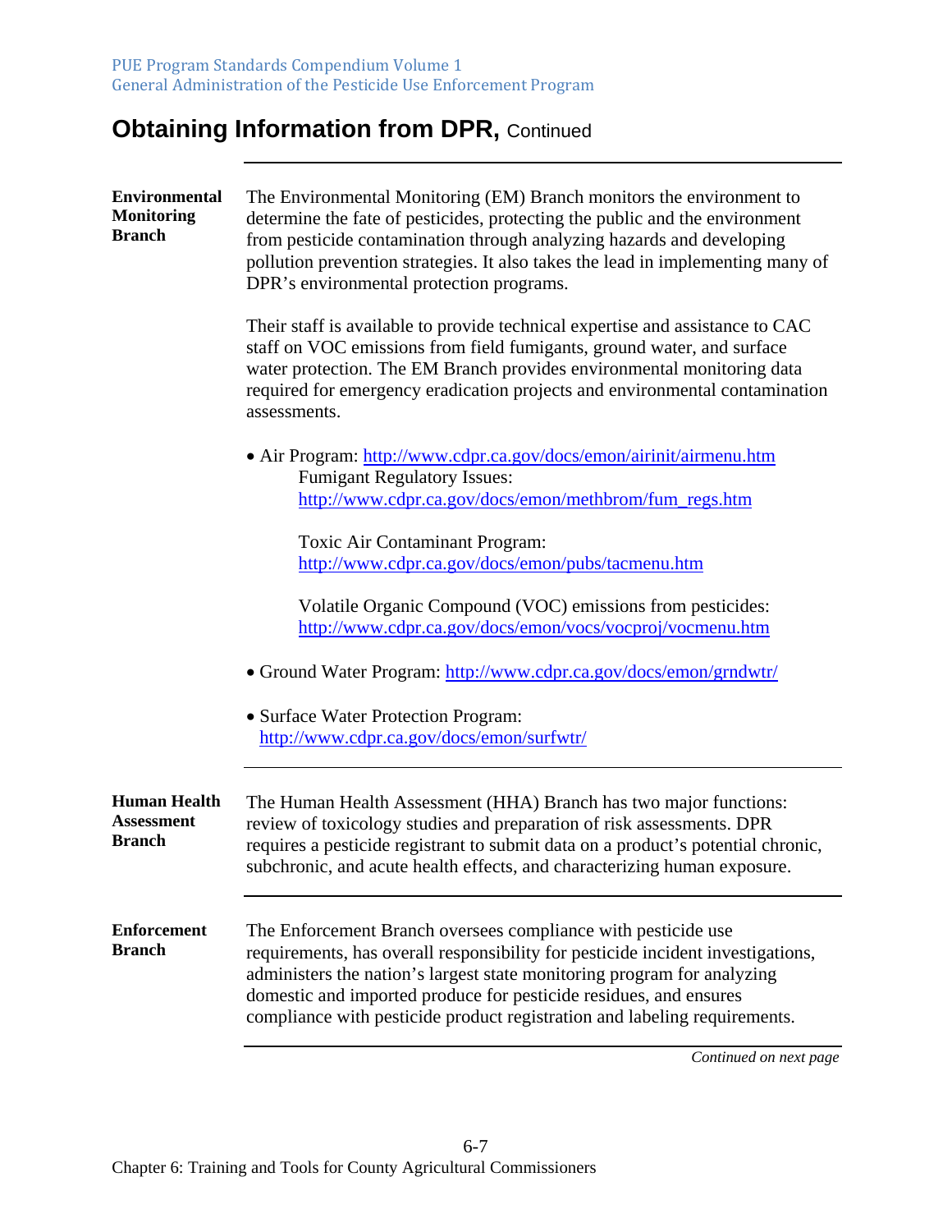# Obtaining Information from DPR, Continued

**Environmental Monitoring Branch**

The Environmental Monitoring (EM) Branch monitors the environment to determine the fate of pesticides, protecting the public and the environment from pesticide contamination through analyzing hazards and developing pollution prevention strategies. It also takes the lead in implementing many of DPR's environmental protection programs.

Their staff is available to provide technical expertise and assistance to CAC staff on VOC emissions from field fumigants, ground water, and surface water protection. The EM Branch provides environmental monitoring data required for emergency eradication projects and environmental contamination assessments.

- Air Program: http://www.cdpr.ca.gov/docs/emon/airinit/airmenu.htm

  Fumigant Regulatory Issues:
  http://www.cdpr.ca.gov/docs/emon/methbrom/fum_regs.htm

  Toxic Air Contaminant Program:
  http://www.cdpr.ca.gov/docs/emon/pubs/tacmenu.htm

  Volatile Organic Compound (VOC) emissions from pesticides:
  http://www.cdpr.ca.gov/docs/emon/vocs/vocproj/vocmenu.htm

- Ground Water Program: http://www.cdpr.ca.gov/docs/emon/grndwtr/

- Surface Water Protection Program:
  http://www.cdpr.ca.gov/docs/emon/surfwtr/

**Human Health Assessment Branch**

The Human Health Assessment (HHA) Branch has two major functions: review of toxicology studies and preparation of risk assessments. DPR requires a pesticide registrant to submit data on a product's potential chronic, subchronic, and acute health effects, and characterizing human exposure.

**Enforcement Branch**

The Enforcement Branch oversees compliance with pesticide use requirements, has overall responsibility for pesticide incident investigations, administers the nation's largest state monitoring program for analyzing domestic and imported produce for pesticide residues, and ensures compliance with pesticide product registration and labeling requirements.

*Continued on next page*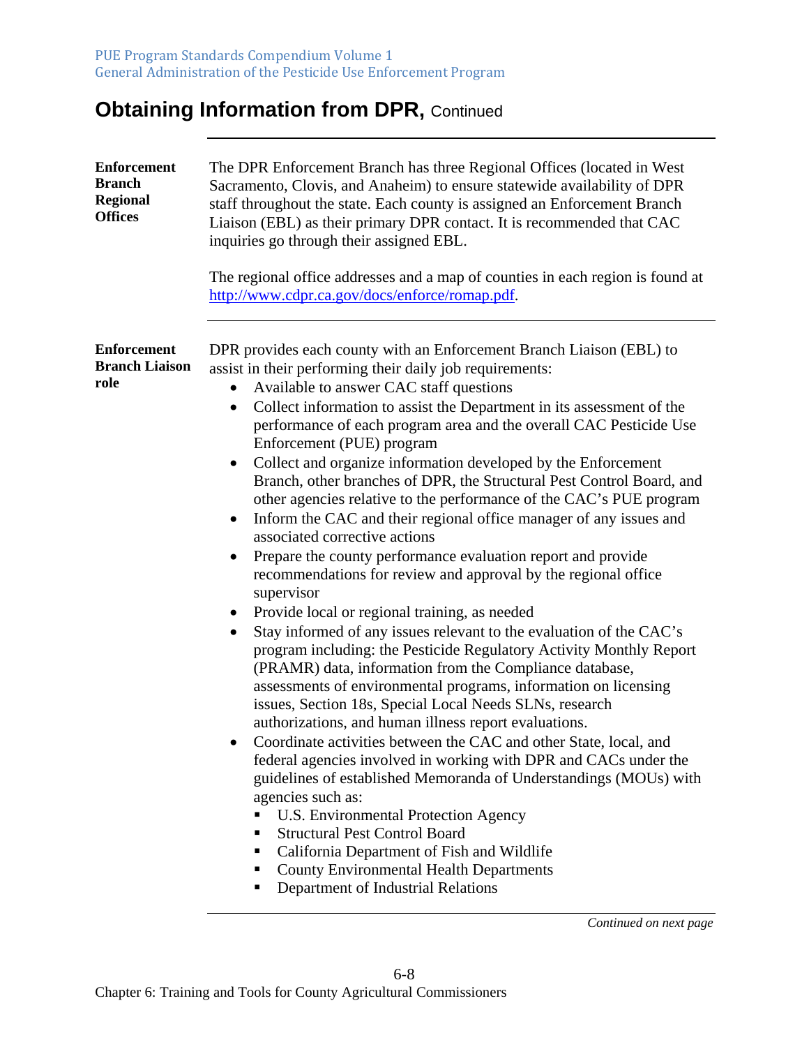# Obtaining Information from DPR, Continued

**Enforcement Branch Regional Offices**

The DPR Enforcement Branch has three Regional Offices (located in West Sacramento, Clovis, and Anaheim) to ensure statewide availability of DPR staff throughout the state. Each county is assigned an Enforcement Branch Liaison (EBL) as their primary DPR contact. It is recommended that CAC inquiries go through their assigned EBL.

The regional office addresses and a map of counties in each region is found at http://www.cdpr.ca.gov/docs/enforce/romap.pdf.

**Enforcement Branch Liaison role**

DPR provides each county with an Enforcement Branch Liaison (EBL) to assist in their performing their daily job requirements:

- Available to answer CAC staff questions
- Collect information to assist the Department in its assessment of the performance of each program area and the overall CAC Pesticide Use Enforcement (PUE) program
- Collect and organize information developed by the Enforcement Branch, other branches of DPR, the Structural Pest Control Board, and other agencies relative to the performance of the CAC's PUE program
- Inform the CAC and their regional office manager of any issues and associated corrective actions
- Prepare the county performance evaluation report and provide recommendations for review and approval by the regional office supervisor
- Provide local or regional training, as needed
- Stay informed of any issues relevant to the evaluation of the CAC's program including: the Pesticide Regulatory Activity Monthly Report (PRAMR) data, information from the Compliance database, assessments of environmental programs, information on licensing issues, Section 18s, Special Local Needs SLNs, research authorizations, and human illness report evaluations.
- Coordinate activities between the CAC and other State, local, and federal agencies involved in working with DPR and CACs under the guidelines of established Memoranda of Understandings (MOUs) with agencies such as:
  - U.S. Environmental Protection Agency
  - Structural Pest Control Board
  - California Department of Fish and Wildlife
  - County Environmental Health Departments
  - Department of Industrial Relations

*Continued on next page*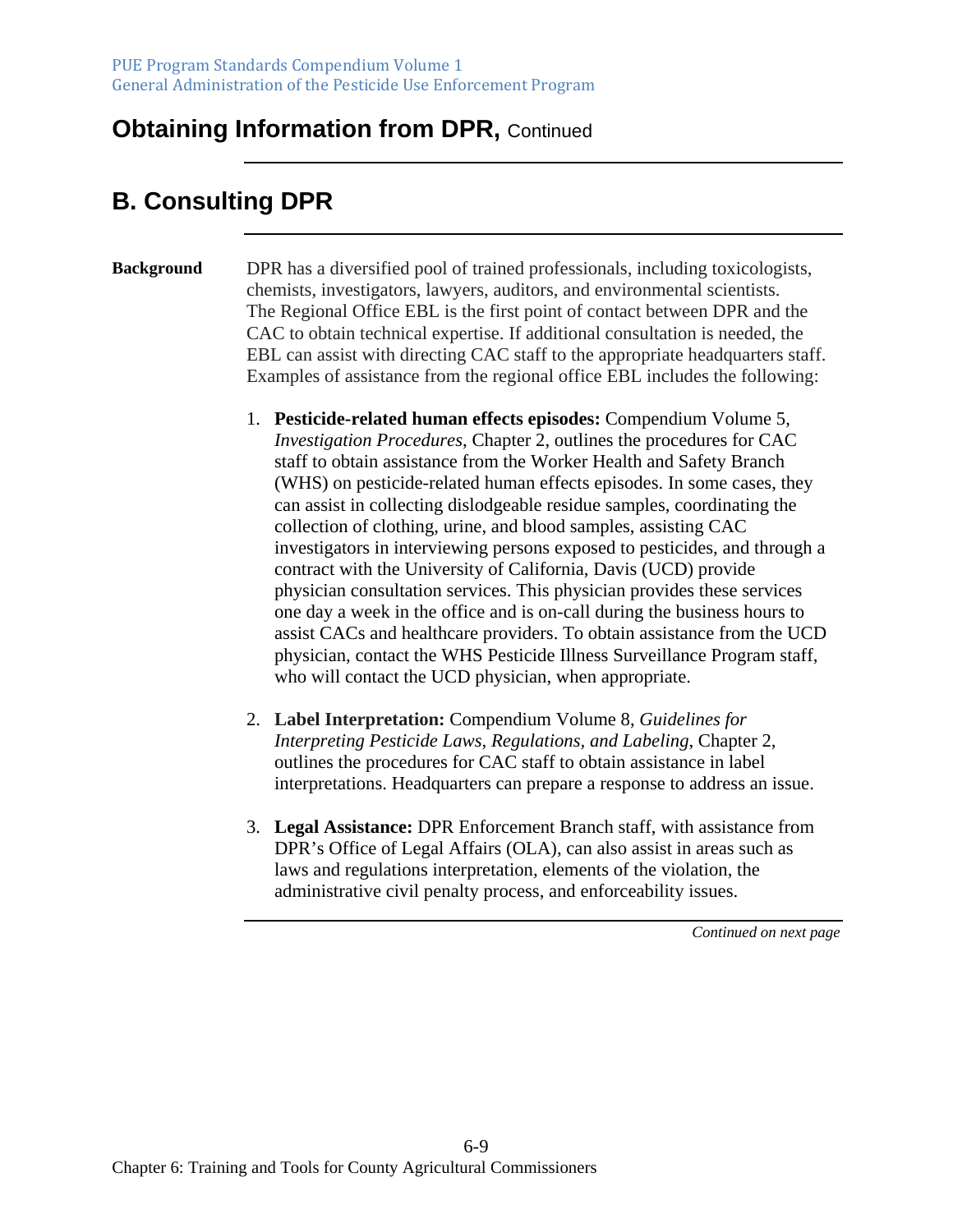## Obtaining Information from DPR, Continued

## B. Consulting DPR

**Background**

DPR has a diversified pool of trained professionals, including toxicologists, chemists, investigators, lawyers, auditors, and environmental scientists. The Regional Office EBL is the first point of contact between DPR and the CAC to obtain technical expertise. If additional consultation is needed, the EBL can assist with directing CAC staff to the appropriate headquarters staff. Examples of assistance from the regional office EBL includes the following:

1. **Pesticide-related human effects episodes:** Compendium Volume 5, *Investigation Procedures*, Chapter 2, outlines the procedures for CAC staff to obtain assistance from the Worker Health and Safety Branch (WHS) on pesticide-related human effects episodes. In some cases, they can assist in collecting dislodgeable residue samples, coordinating the collection of clothing, urine, and blood samples, assisting CAC investigators in interviewing persons exposed to pesticides, and through a contract with the University of California, Davis (UCD) provide physician consultation services. This physician provides these services one day a week in the office and is on-call during the business hours to assist CACs and healthcare providers. To obtain assistance from the UCD physician, contact the WHS Pesticide Illness Surveillance Program staff, who will contact the UCD physician, when appropriate.

2. **Label Interpretation:** Compendium Volume 8, *Guidelines for Interpreting Pesticide Laws, Regulations, and Labeling*, Chapter 2, outlines the procedures for CAC staff to obtain assistance in label interpretations. Headquarters can prepare a response to address an issue.

3. **Legal Assistance:** DPR Enforcement Branch staff, with assistance from DPR's Office of Legal Affairs (OLA), can also assist in areas such as laws and regulations interpretation, elements of the violation, the administrative civil penalty process, and enforceability issues.

*Continued on next page*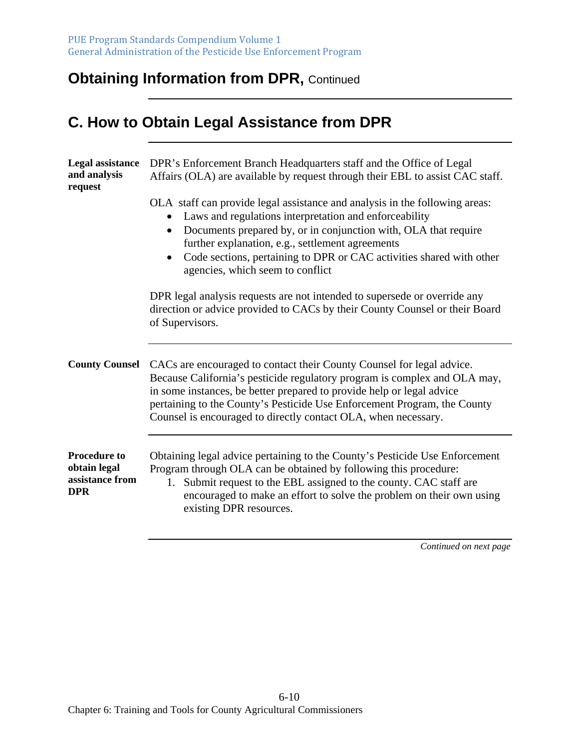## Obtaining Information from DPR, Continued

## C. How to Obtain Legal Assistance from DPR

**Legal assistance and analysis request**

DPR's Enforcement Branch Headquarters staff and the Office of Legal Affairs (OLA) are available by request through their EBL to assist CAC staff.

OLA staff can provide legal assistance and analysis in the following areas:

- Laws and regulations interpretation and enforceability
- Documents prepared by, or in conjunction with, OLA that require further explanation, e.g., settlement agreements
- Code sections, pertaining to DPR or CAC activities shared with other agencies, which seem to conflict

DPR legal analysis requests are not intended to supersede or override any direction or advice provided to CACs by their County Counsel or their Board of Supervisors.

**County Counsel**

CACs are encouraged to contact their County Counsel for legal advice. Because California's pesticide regulatory program is complex and OLA may, in some instances, be better prepared to provide help or legal advice pertaining to the County's Pesticide Use Enforcement Program, the County Counsel is encouraged to directly contact OLA, when necessary.

**Procedure to obtain legal assistance from DPR**

Obtaining legal advice pertaining to the County's Pesticide Use Enforcement Program through OLA can be obtained by following this procedure:

1. Submit request to the EBL assigned to the county. CAC staff are encouraged to make an effort to solve the problem on their own using existing DPR resources.

*Continued on next page*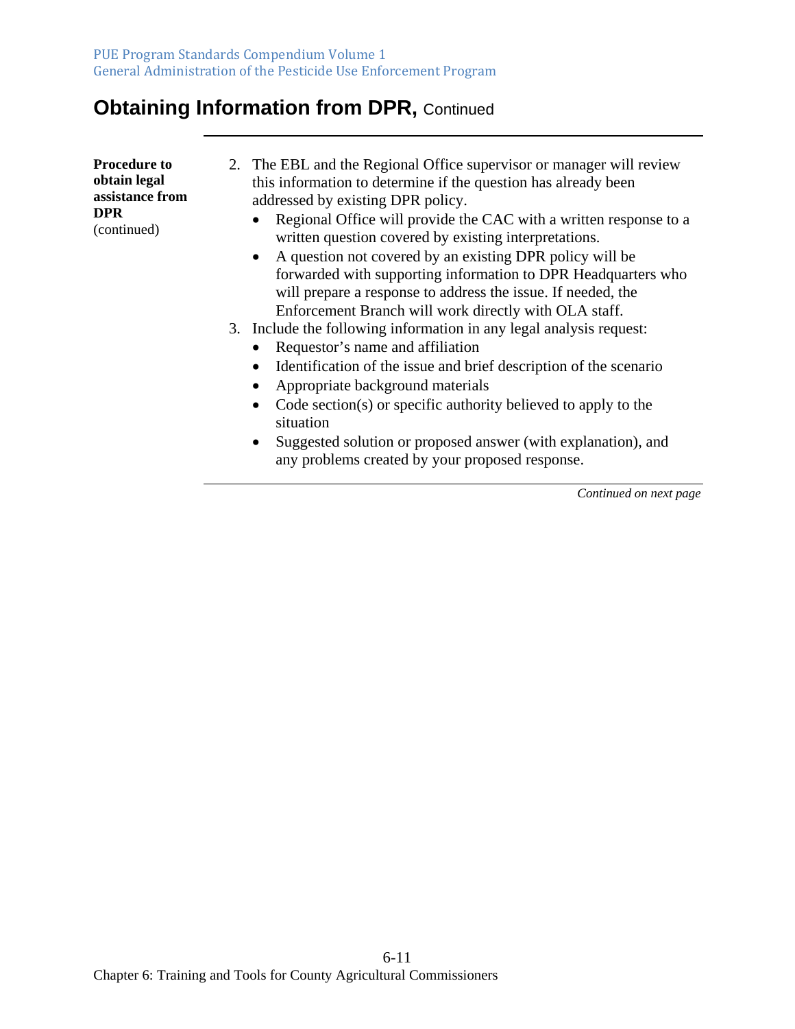## Obtaining Information from DPR, Continued

**Procedure to obtain legal assistance from DPR** (continued)

2. The EBL and the Regional Office supervisor or manager will review this information to determine if the question has already been addressed by existing DPR policy.
   - Regional Office will provide the CAC with a written response to a written question covered by existing interpretations.
   - A question not covered by an existing DPR policy will be forwarded with supporting information to DPR Headquarters who will prepare a response to address the issue. If needed, the Enforcement Branch will work directly with OLA staff.
3. Include the following information in any legal analysis request:
   - Requestor's name and affiliation
   - Identification of the issue and brief description of the scenario
   - Appropriate background materials
   - Code section(s) or specific authority believed to apply to the situation
   - Suggested solution or proposed answer (with explanation), and any problems created by your proposed response.

*Continued on next page*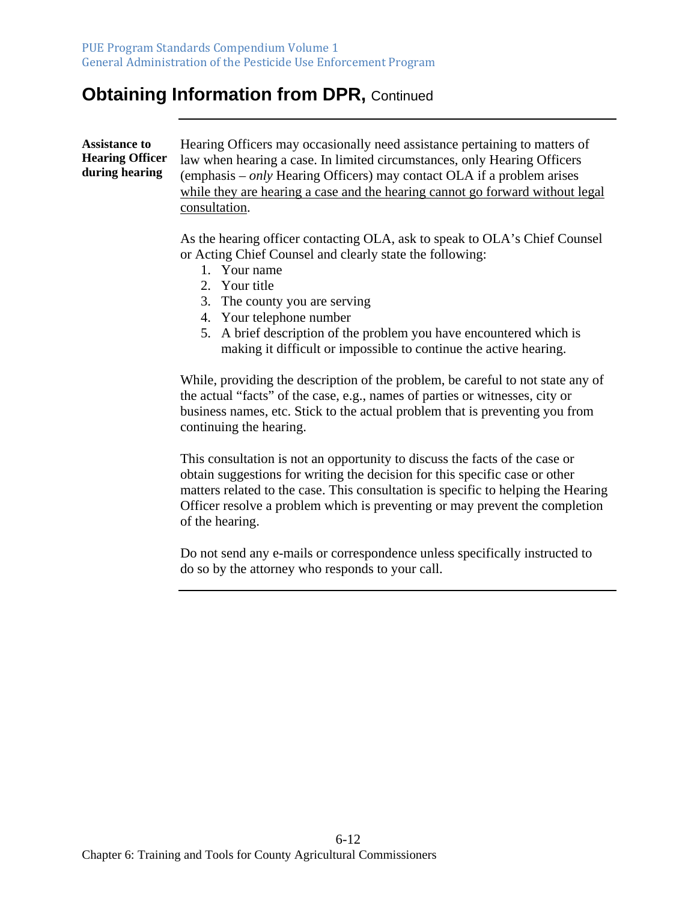## Obtaining Information from DPR, Continued

**Assistance to Hearing Officer during hearing**

Hearing Officers may occasionally need assistance pertaining to matters of law when hearing a case. In limited circumstances, only Hearing Officers (emphasis – *only* Hearing Officers) may contact OLA if a problem arises <u>while they are hearing a case and the hearing cannot go forward without legal consultation</u>.

As the hearing officer contacting OLA, ask to speak to OLA's Chief Counsel or Acting Chief Counsel and clearly state the following:

1. Your name
2. Your title
3. The county you are serving
4. Your telephone number
5. A brief description of the problem you have encountered which is making it difficult or impossible to continue the active hearing.

While, providing the description of the problem, be careful to not state any of the actual "facts" of the case, e.g., names of parties or witnesses, city or business names, etc. Stick to the actual problem that is preventing you from continuing the hearing.

This consultation is not an opportunity to discuss the facts of the case or obtain suggestions for writing the decision for this specific case or other matters related to the case. This consultation is specific to helping the Hearing Officer resolve a problem which is preventing or may prevent the completion of the hearing.

Do not send any e-mails or correspondence unless specifically instructed to do so by the attorney who responds to your call.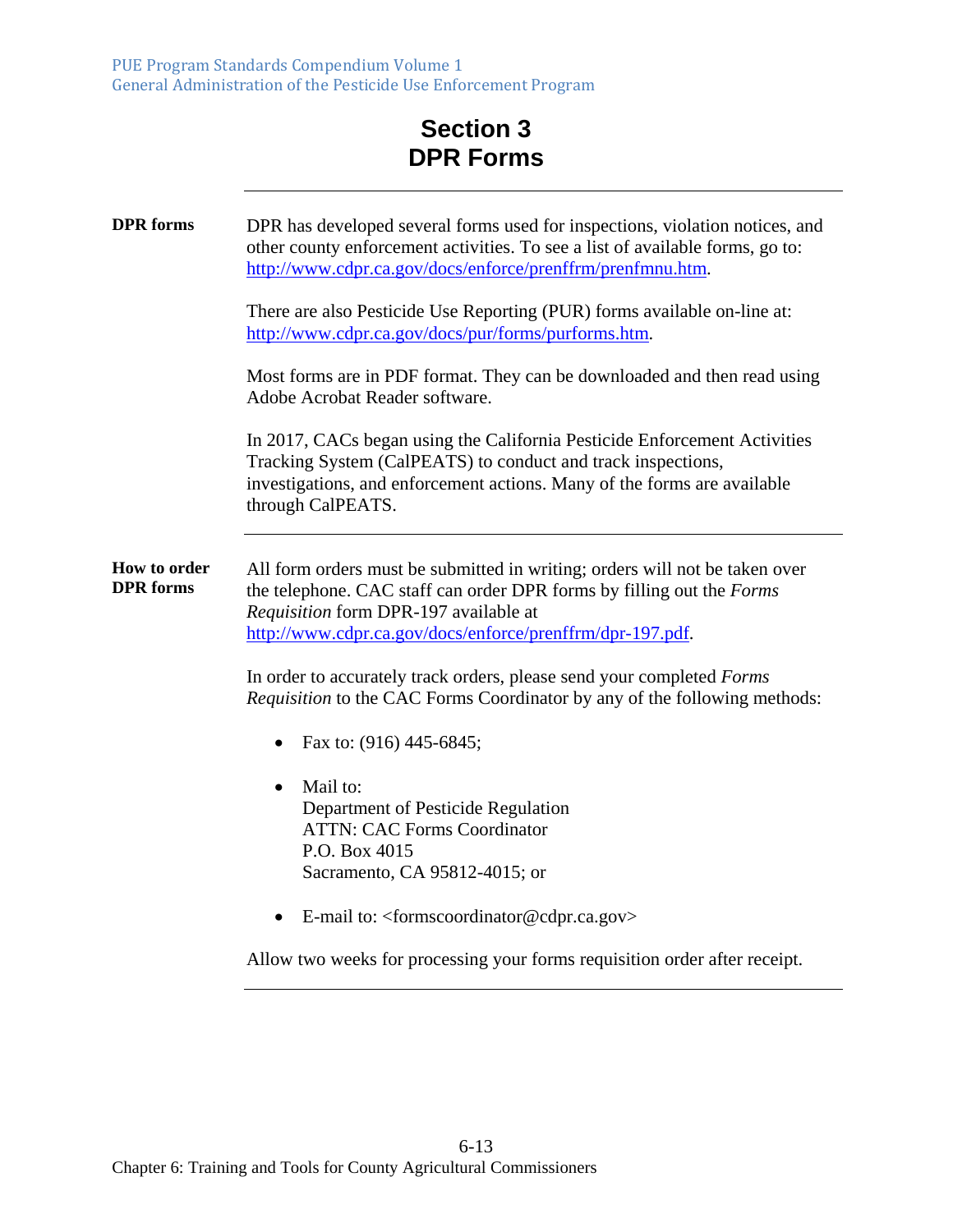# Section 3
# DPR Forms

**DPR forms**

DPR has developed several forms used for inspections, violation notices, and other county enforcement activities. To see a list of available forms, go to: http://www.cdpr.ca.gov/docs/enforce/prenffrm/prenfmnu.htm.

There are also Pesticide Use Reporting (PUR) forms available on-line at: http://www.cdpr.ca.gov/docs/pur/forms/purforms.htm.

Most forms are in PDF format. They can be downloaded and then read using Adobe Acrobat Reader software.

In 2017, CACs began using the California Pesticide Enforcement Activities Tracking System (CalPEATS) to conduct and track inspections, investigations, and enforcement actions. Many of the forms are available through CalPEATS.

**How to order DPR forms**

All form orders must be submitted in writing; orders will not be taken over the telephone. CAC staff can order DPR forms by filling out the *Forms Requisition* form DPR-197 available at http://www.cdpr.ca.gov/docs/enforce/prenffrm/dpr-197.pdf.

In order to accurately track orders, please send your completed *Forms Requisition* to the CAC Forms Coordinator by any of the following methods:

- Fax to: (916) 445-6845;
- Mail to:
  Department of Pesticide Regulation
  ATTN: CAC Forms Coordinator
  P.O. Box 4015
  Sacramento, CA 95812-4015; or
- E-mail to: <formscoordinator@cdpr.ca.gov>

Allow two weeks for processing your forms requisition order after receipt.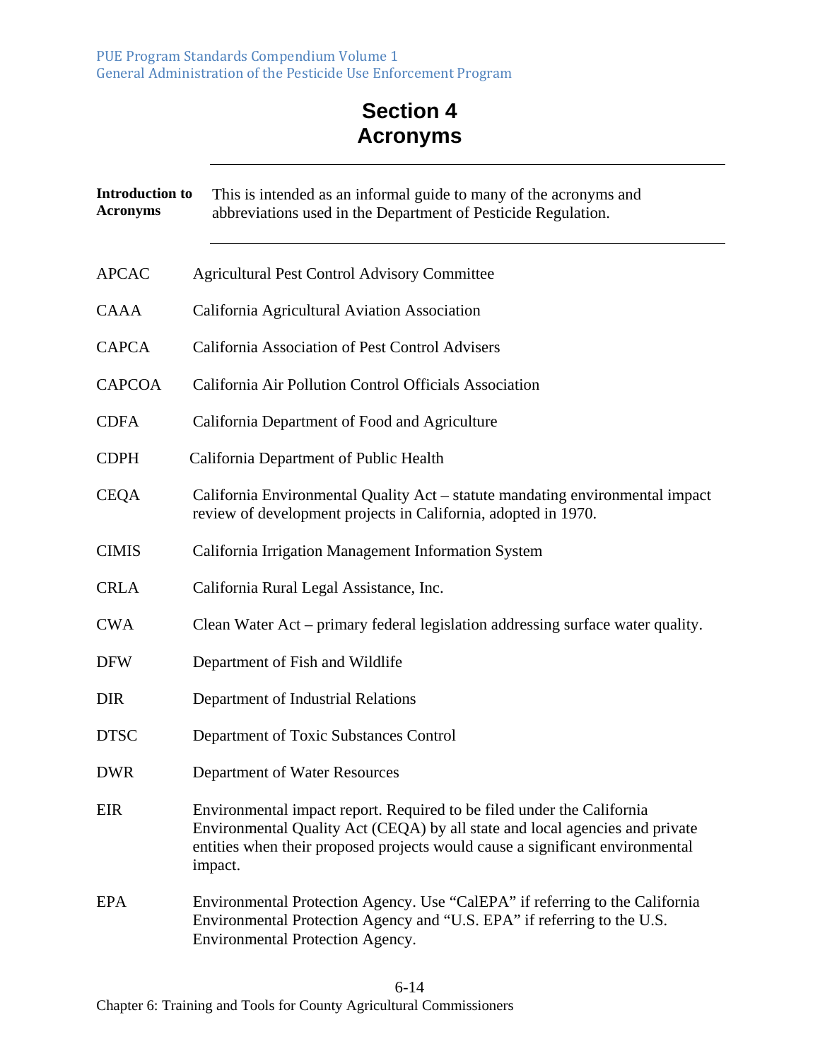# Section 4
# Acronyms

**Introduction to Acronyms** This is intended as an informal guide to many of the acronyms and abbreviations used in the Department of Pesticide Regulation.

| | |
|---|---|
| APCAC | Agricultural Pest Control Advisory Committee |
| CAAA | California Agricultural Aviation Association |
| CAPCA | California Association of Pest Control Advisers |
| CAPCOA | California Air Pollution Control Officials Association |
| CDFA | California Department of Food and Agriculture |
| CDPH | California Department of Public Health |
| CEQA | California Environmental Quality Act – statute mandating environmental impact review of development projects in California, adopted in 1970. |
| CIMIS | California Irrigation Management Information System |
| CRLA | California Rural Legal Assistance, Inc. |
| CWA | Clean Water Act – primary federal legislation addressing surface water quality. |
| DFW | Department of Fish and Wildlife |
| DIR | Department of Industrial Relations |
| DTSC | Department of Toxic Substances Control |
| DWR | Department of Water Resources |
| EIR | Environmental impact report. Required to be filed under the California Environmental Quality Act (CEQA) by all state and local agencies and private entities when their proposed projects would cause a significant environmental impact. |
| EPA | Environmental Protection Agency. Use "CalEPA" if referring to the California Environmental Protection Agency and "U.S. EPA" if referring to the U.S. Environmental Protection Agency. |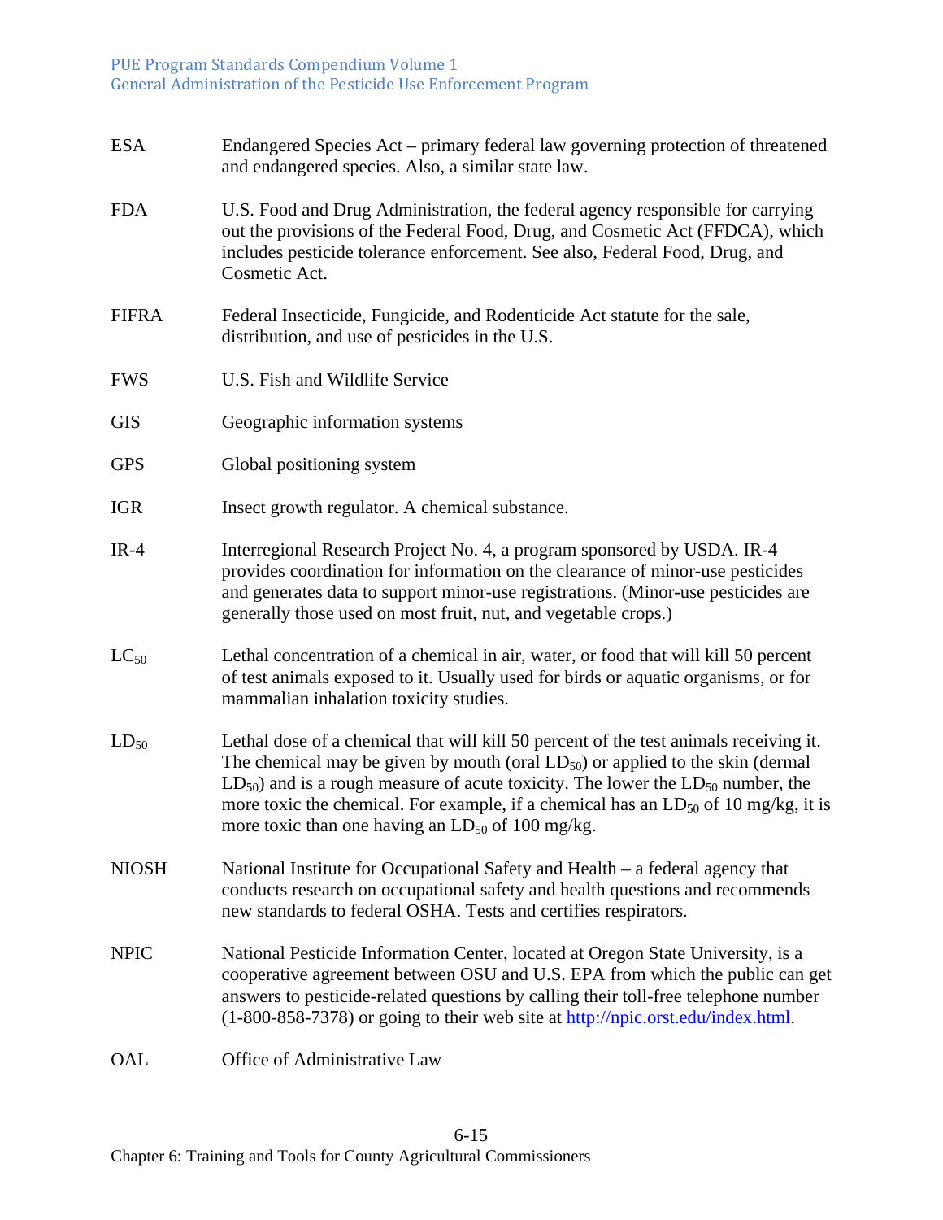ESA Endangered Species Act – primary federal law governing protection of threatened and endangered species. Also, a similar state law.

FDA U.S. Food and Drug Administration, the federal agency responsible for carrying out the provisions of the Federal Food, Drug, and Cosmetic Act (FFDCA), which includes pesticide tolerance enforcement. See also, Federal Food, Drug, and Cosmetic Act.

FIFRA Federal Insecticide, Fungicide, and Rodenticide Act statute for the sale, distribution, and use of pesticides in the U.S.

FWS U.S. Fish and Wildlife Service

GIS Geographic information systems

GPS Global positioning system

IGR Insect growth regulator. A chemical substance.

IR-4 Interregional Research Project No. 4, a program sponsored by USDA. IR-4 provides coordination for information on the clearance of minor-use pesticides and generates data to support minor-use registrations. (Minor-use pesticides are generally those used on most fruit, nut, and vegetable crops.)

$LC_{50}$ Lethal concentration of a chemical in air, water, or food that will kill 50 percent of test animals exposed to it. Usually used for birds or aquatic organisms, or for mammalian inhalation toxicity studies.

$LD_{50}$ Lethal dose of a chemical that will kill 50 percent of the test animals receiving it. The chemical may be given by mouth (oral $LD_{50}$) or applied to the skin (dermal $LD_{50}$) and is a rough measure of acute toxicity. The lower the $LD_{50}$ number, the more toxic the chemical. For example, if a chemical has an $LD_{50}$ of 10 mg/kg, it is more toxic than one having an $LD_{50}$ of 100 mg/kg.

NIOSH National Institute for Occupational Safety and Health – a federal agency that conducts research on occupational safety and health questions and recommends new standards to federal OSHA. Tests and certifies respirators.

NPIC National Pesticide Information Center, located at Oregon State University, is a cooperative agreement between OSU and U.S. EPA from which the public can get answers to pesticide-related questions by calling their toll-free telephone number (1-800-858-7378) or going to their web site at http://npic.orst.edu/index.html.

OAL Office of Administrative Law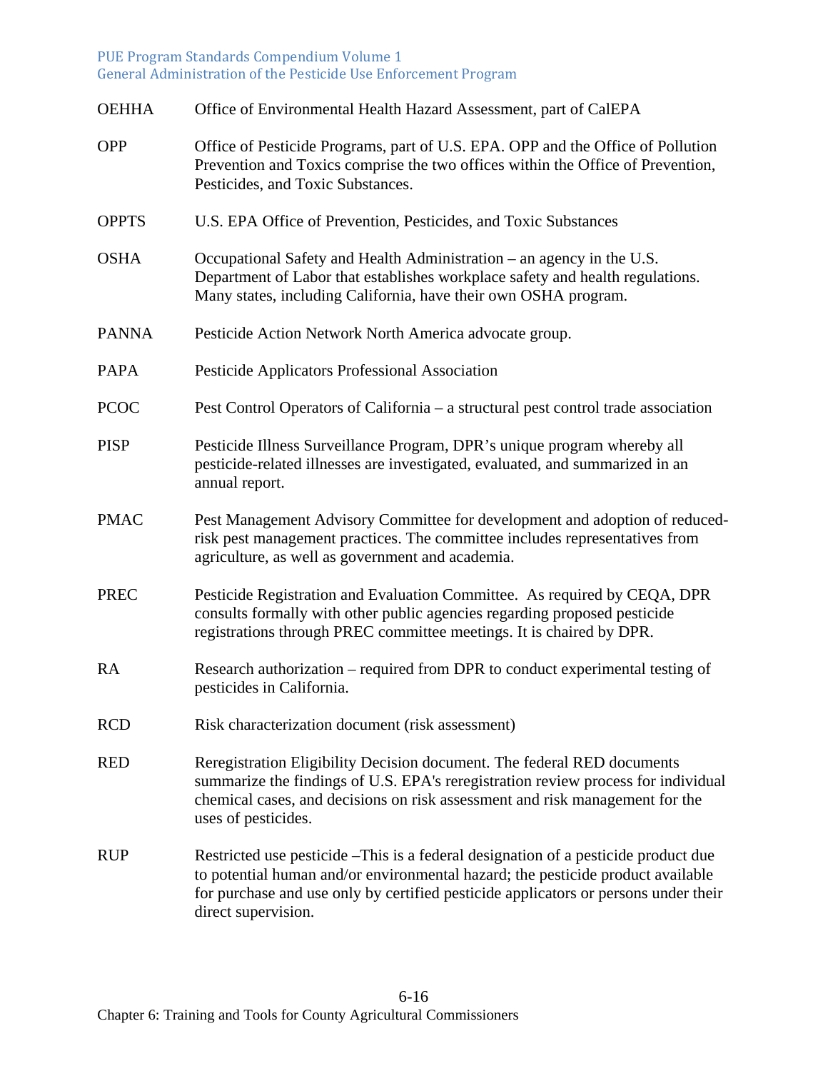| | |
|---|---|
| OEHHA | Office of Environmental Health Hazard Assessment, part of CalEPA |
| OPP | Office of Pesticide Programs, part of U.S. EPA. OPP and the Office of Pollution Prevention and Toxics comprise the two offices within the Office of Prevention, Pesticides, and Toxic Substances. |
| OPPTS | U.S. EPA Office of Prevention, Pesticides, and Toxic Substances |
| OSHA | Occupational Safety and Health Administration – an agency in the U.S. Department of Labor that establishes workplace safety and health regulations. Many states, including California, have their own OSHA program. |
| PANNA | Pesticide Action Network North America advocate group. |
| PAPA | Pesticide Applicators Professional Association |
| PCOC | Pest Control Operators of California – a structural pest control trade association |
| PISP | Pesticide Illness Surveillance Program, DPR's unique program whereby all pesticide-related illnesses are investigated, evaluated, and summarized in an annual report. |
| PMAC | Pest Management Advisory Committee for development and adoption of reduced-risk pest management practices. The committee includes representatives from agriculture, as well as government and academia. |
| PREC | Pesticide Registration and Evaluation Committee. As required by CEQA, DPR consults formally with other public agencies regarding proposed pesticide registrations through PREC committee meetings. It is chaired by DPR. |
| RA | Research authorization – required from DPR to conduct experimental testing of pesticides in California. |
| RCD | Risk characterization document (risk assessment) |
| RED | Reregistration Eligibility Decision document. The federal RED documents summarize the findings of U.S. EPA's reregistration review process for individual chemical cases, and decisions on risk assessment and risk management for the uses of pesticides. |
| RUP | Restricted use pesticide –This is a federal designation of a pesticide product due to potential human and/or environmental hazard; the pesticide product available for purchase and use only by certified pesticide applicators or persons under their direct supervision. |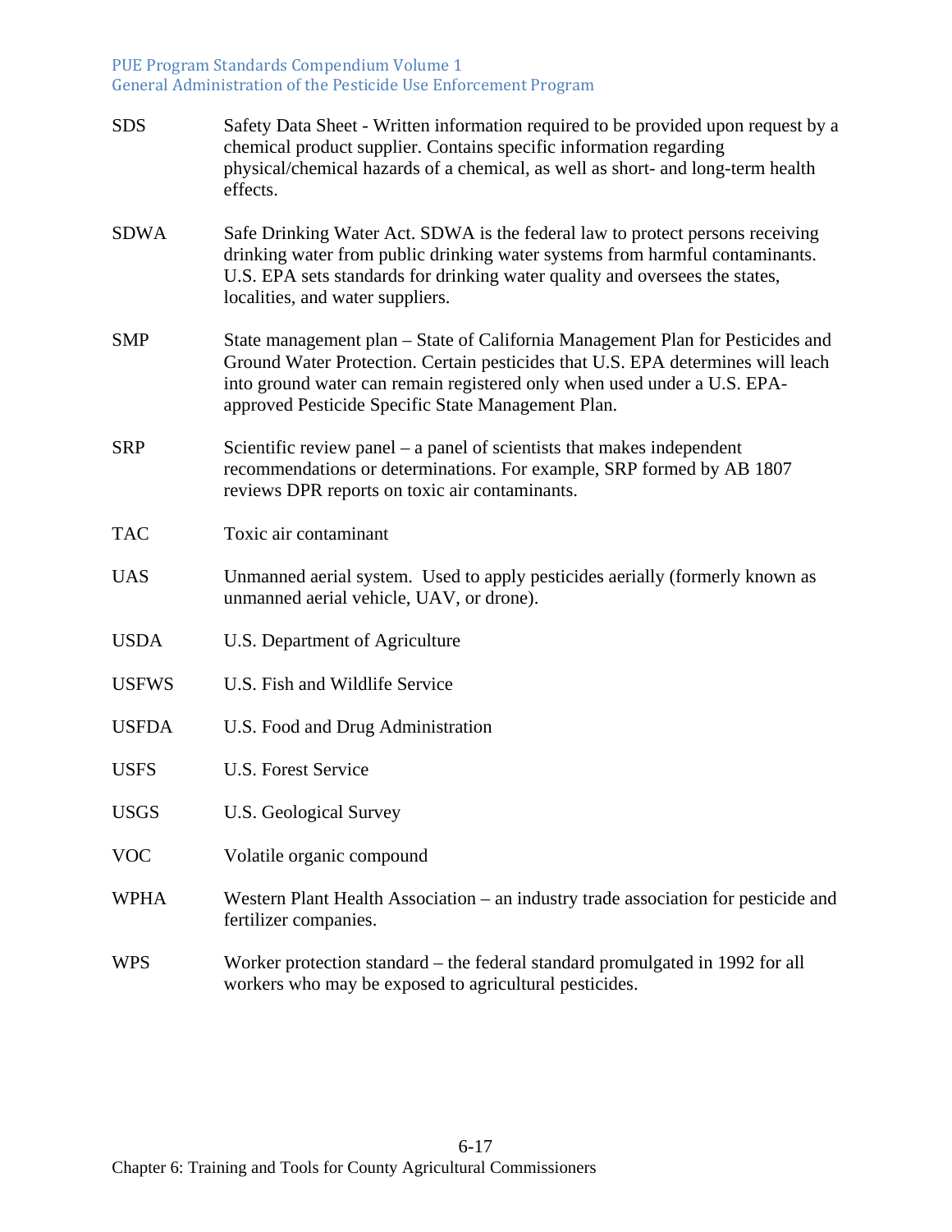| | |
|---|---|
| SDS | Safety Data Sheet - Written information required to be provided upon request by a chemical product supplier. Contains specific information regarding physical/chemical hazards of a chemical, as well as short- and long-term health effects. |
| SDWA | Safe Drinking Water Act. SDWA is the federal law to protect persons receiving drinking water from public drinking water systems from harmful contaminants. U.S. EPA sets standards for drinking water quality and oversees the states, localities, and water suppliers. |
| SMP | State management plan – State of California Management Plan for Pesticides and Ground Water Protection. Certain pesticides that U.S. EPA determines will leach into ground water can remain registered only when used under a U.S. EPA-approved Pesticide Specific State Management Plan. |
| SRP | Scientific review panel – a panel of scientists that makes independent recommendations or determinations. For example, SRP formed by AB 1807 reviews DPR reports on toxic air contaminants. |
| TAC | Toxic air contaminant |
| UAS | Unmanned aerial system. Used to apply pesticides aerially (formerly known as unmanned aerial vehicle, UAV, or drone). |
| USDA | U.S. Department of Agriculture |
| USFWS | U.S. Fish and Wildlife Service |
| USFDA | U.S. Food and Drug Administration |
| USFS | U.S. Forest Service |
| USGS | U.S. Geological Survey |
| VOC | Volatile organic compound |
| WPHA | Western Plant Health Association – an industry trade association for pesticide and fertilizer companies. |
| WPS | Worker protection standard – the federal standard promulgated in 1992 for all workers who may be exposed to agricultural pesticides. |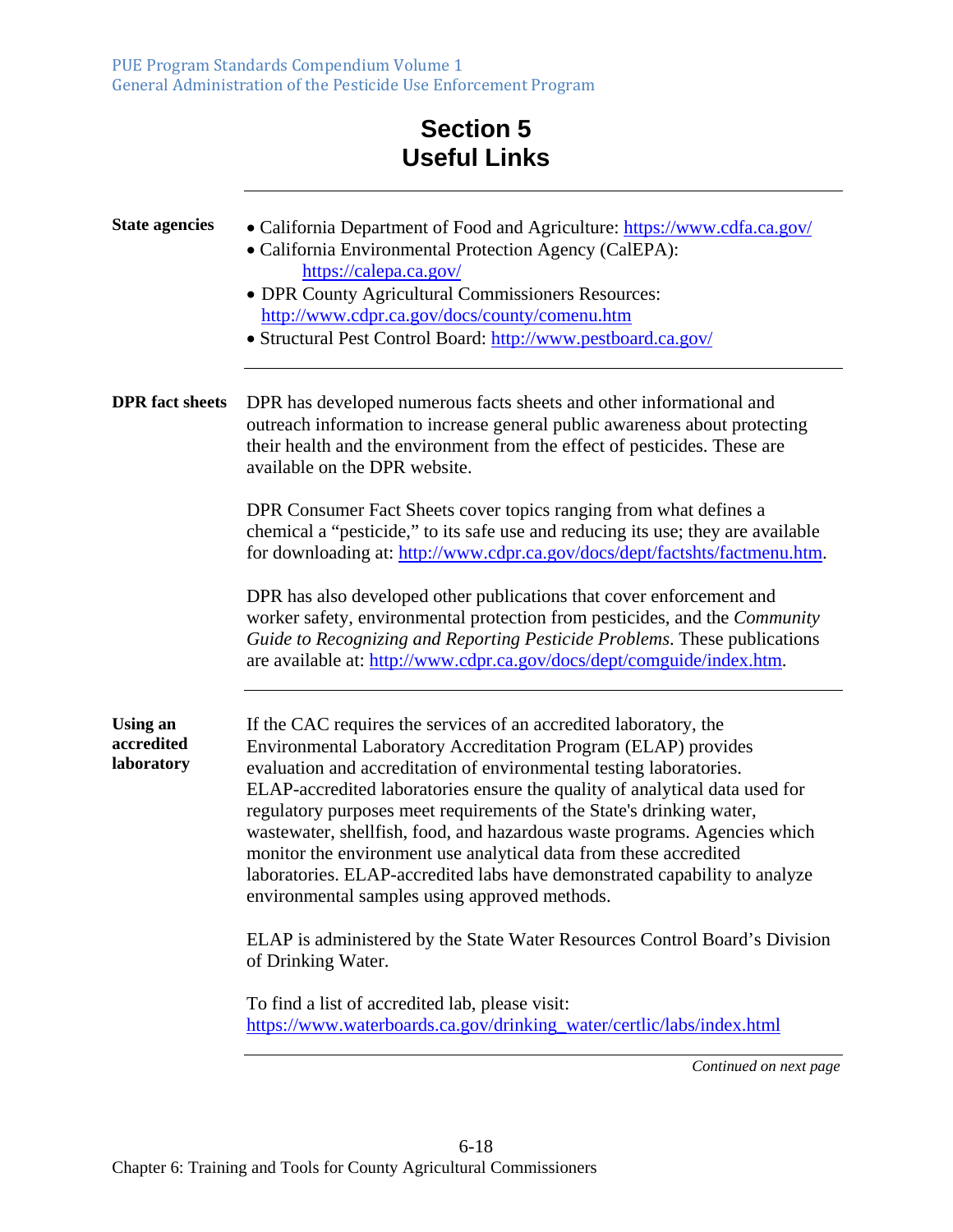# Section 5
# Useful Links

**State agencies**

- California Department of Food and Agriculture: https://www.cdfa.ca.gov/
- California Environmental Protection Agency (CalEPA): https://calepa.ca.gov/
- DPR County Agricultural Commissioners Resources: http://www.cdpr.ca.gov/docs/county/comenu.htm
- Structural Pest Control Board: http://www.pestboard.ca.gov/

**DPR fact sheets**

DPR has developed numerous facts sheets and other informational and outreach information to increase general public awareness about protecting their health and the environment from the effect of pesticides. These are available on the DPR website.

DPR Consumer Fact Sheets cover topics ranging from what defines a chemical a "pesticide," to its safe use and reducing its use; they are available for downloading at: http://www.cdpr.ca.gov/docs/dept/factshts/factmenu.htm.

DPR has also developed other publications that cover enforcement and worker safety, environmental protection from pesticides, and the *Community Guide to Recognizing and Reporting Pesticide Problems*. These publications are available at: http://www.cdpr.ca.gov/docs/dept/comguide/index.htm.

**Using an accredited laboratory**

If the CAC requires the services of an accredited laboratory, the Environmental Laboratory Accreditation Program (ELAP) provides evaluation and accreditation of environmental testing laboratories. ELAP-accredited laboratories ensure the quality of analytical data used for regulatory purposes meet requirements of the State's drinking water, wastewater, shellfish, food, and hazardous waste programs. Agencies which monitor the environment use analytical data from these accredited laboratories. ELAP-accredited labs have demonstrated capability to analyze environmental samples using approved methods.

ELAP is administered by the State Water Resources Control Board's Division of Drinking Water.

To find a list of accredited lab, please visit: https://www.waterboards.ca.gov/drinking_water/certlic/labs/index.html

*Continued on next page*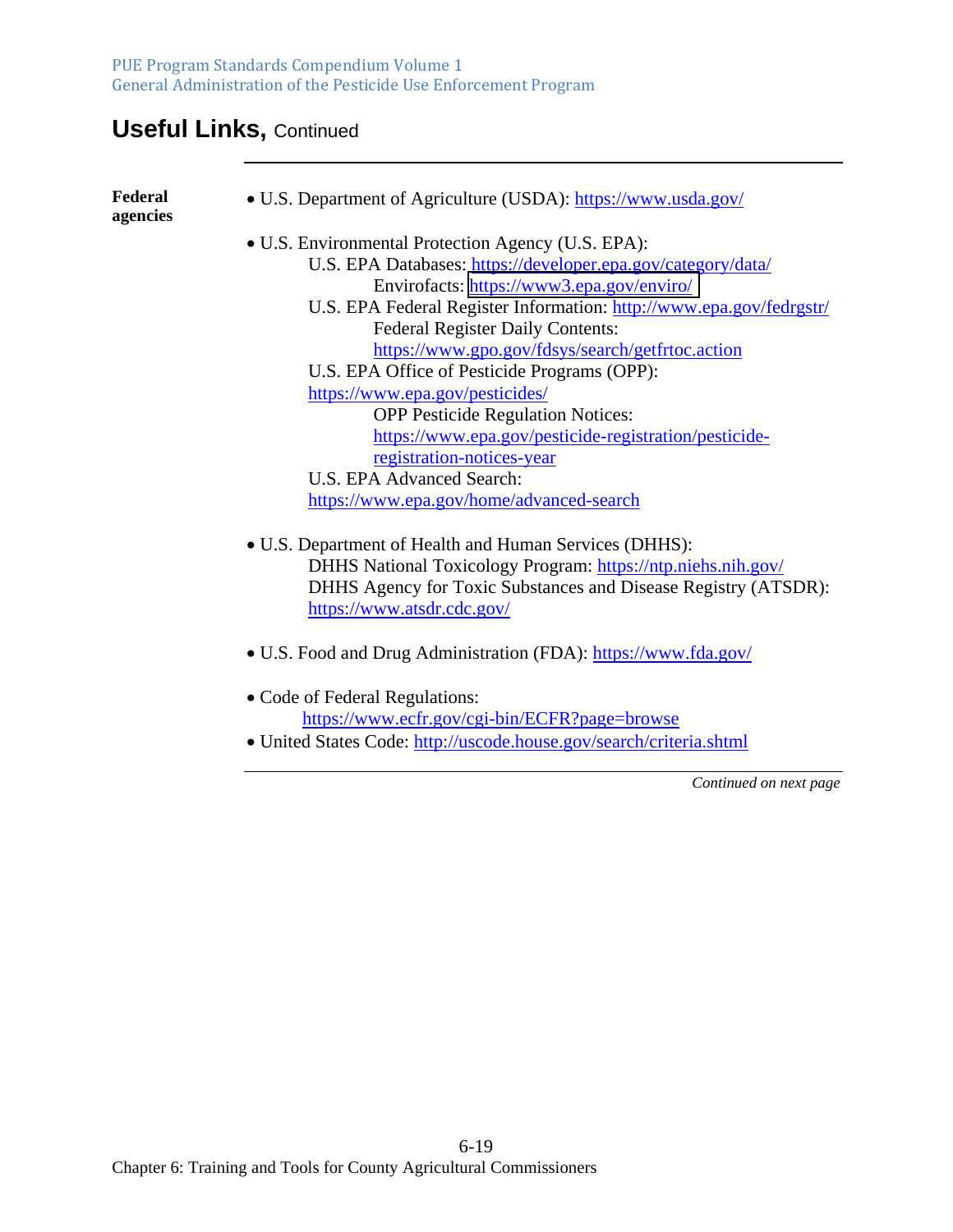## Useful Links, Continued

**Federal agencies**

- U.S. Department of Agriculture (USDA): https://www.usda.gov/
- U.S. Environmental Protection Agency (U.S. EPA):
  - U.S. EPA Databases: https://developer.epa.gov/category/data/
    - Envirofacts: https://www3.epa.gov/enviro/
  - U.S. EPA Federal Register Information: http://www.epa.gov/fedrgstr/
    - Federal Register Daily Contents: https://www.gpo.gov/fdsys/search/getfrtoc.action
  - U.S. EPA Office of Pesticide Programs (OPP): https://www.epa.gov/pesticides/
    - OPP Pesticide Regulation Notices: https://www.epa.gov/pesticide-registration/pesticide-registration-notices-year
  - U.S. EPA Advanced Search: https://www.epa.gov/home/advanced-search
- U.S. Department of Health and Human Services (DHHS):
  - DHHS National Toxicology Program: https://ntp.niehs.nih.gov/
  - DHHS Agency for Toxic Substances and Disease Registry (ATSDR): https://www.atsdr.cdc.gov/
- U.S. Food and Drug Administration (FDA): https://www.fda.gov/
- Code of Federal Regulations: https://www.ecfr.gov/cgi-bin/ECFR?page=browse
- United States Code: http://uscode.house.gov/search/criteria.shtml

*Continued on next page*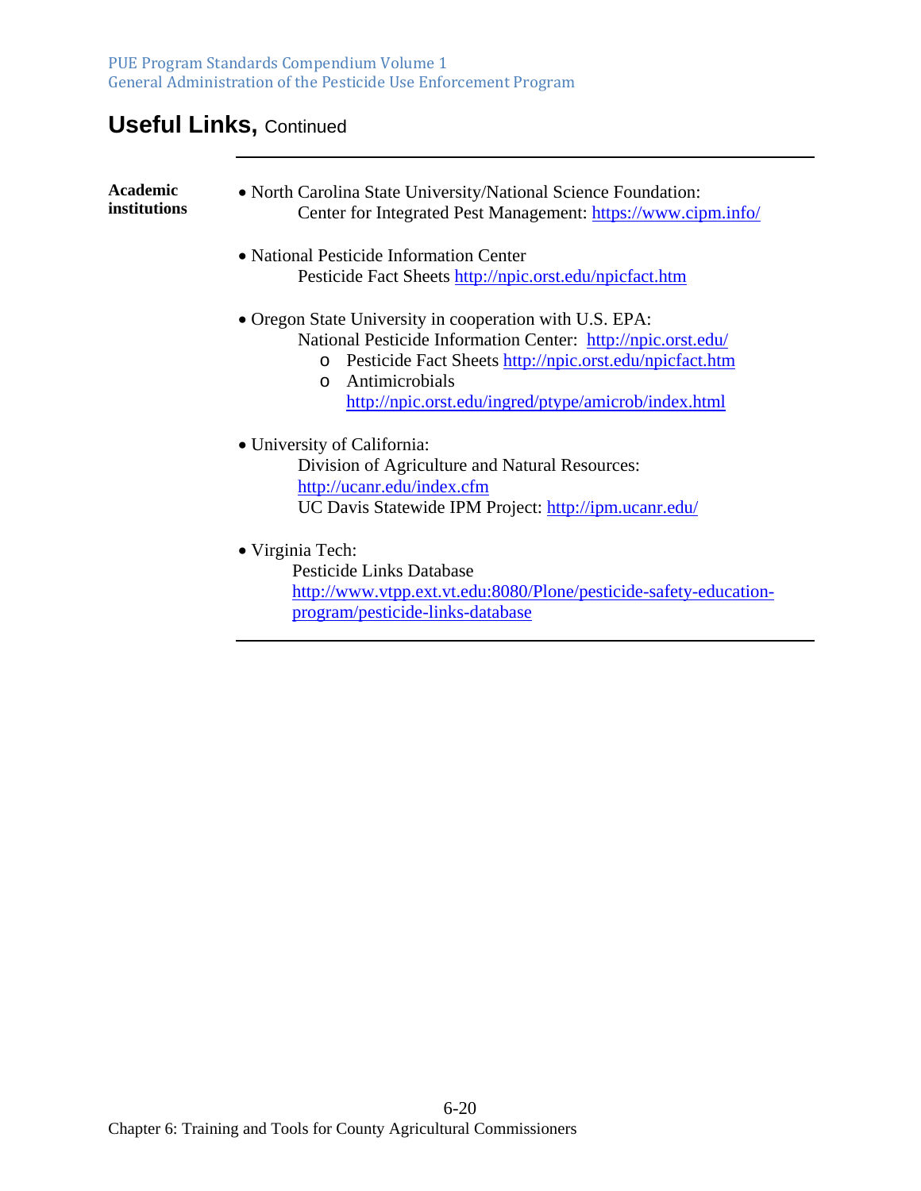## Useful Links, Continued

**Academic institutions**

- North Carolina State University/National Science Foundation:
  Center for Integrated Pest Management: https://www.cipm.info/

- National Pesticide Information Center
  Pesticide Fact Sheets http://npic.orst.edu/npicfact.htm

- Oregon State University in cooperation with U.S. EPA:
  National Pesticide Information Center: http://npic.orst.edu/
  - Pesticide Fact Sheets http://npic.orst.edu/npicfact.htm
  - Antimicrobials
    http://npic.orst.edu/ingred/ptype/amicrob/index.html

- University of California:
  Division of Agriculture and Natural Resources:
  http://ucanr.edu/index.cfm
  UC Davis Statewide IPM Project: http://ipm.ucanr.edu/

- Virginia Tech:
  Pesticide Links Database
  http://www.vtpp.ext.vt.edu:8080/Plone/pesticide-safety-education-program/pesticide-links-database